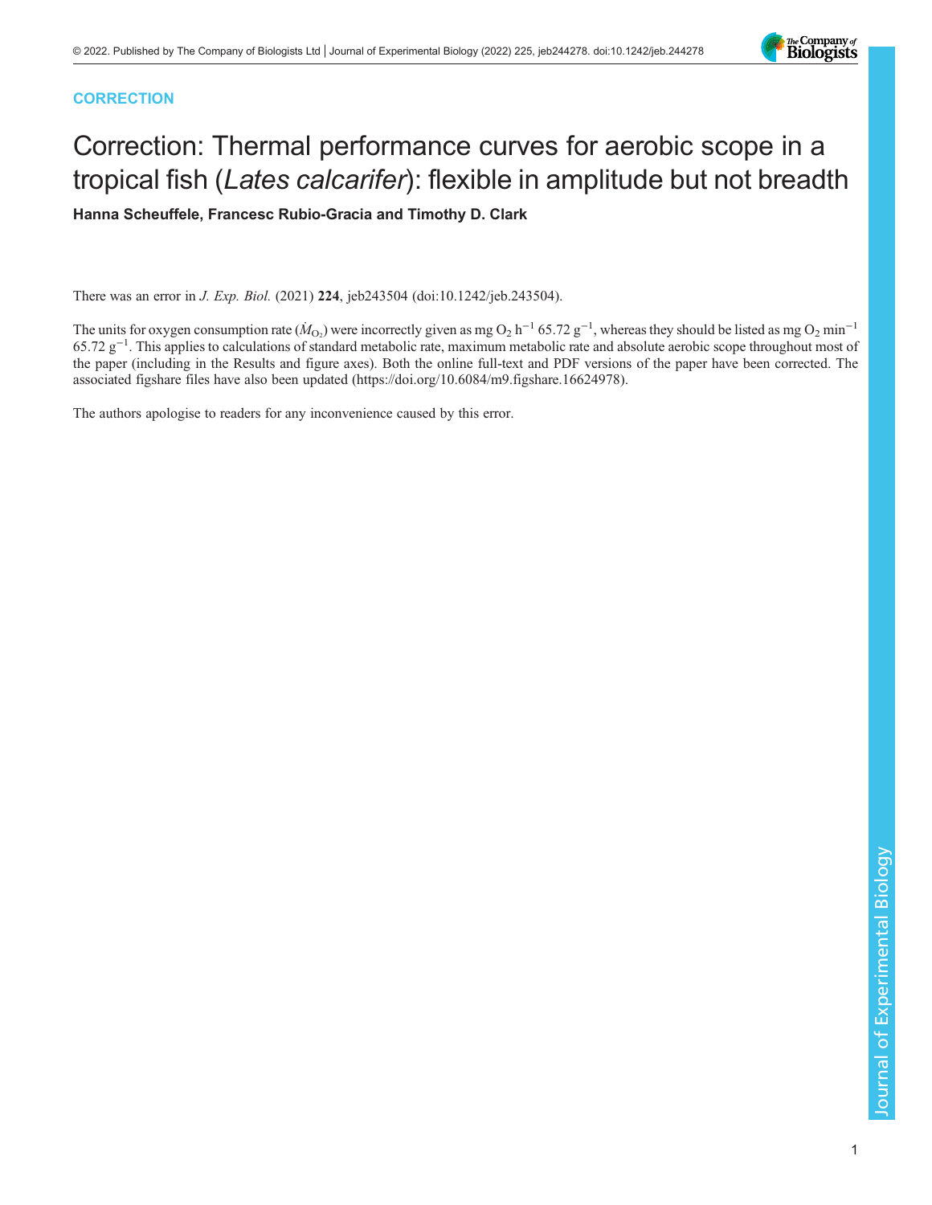CORRECTION

# Correction: Thermal performance curves for aerobic scope in a tropical fish (*Lates calcarifer*): flexible in amplitude but not breadth

**Hanna Scheuffele, Francesc Rubio-Gracia and Timothy D. Clark**

There was an error in *J. Exp. Biol.* (2021) **224**, jeb243504 (doi:10.1242/jeb.243504).

The units for oxygen consumption rate ($\dot{M}_{O_2}$) were incorrectly given as mg $O_2$ $h^{-1}$ 65.72 $g^{-1}$, whereas they should be listed as mg $O_2$ $min^{-1}$ 65.72 $g^{-1}$. This applies to calculations of standard metabolic rate, maximum metabolic rate and absolute aerobic scope throughout most of the paper (including in the Results and figure axes). Both the online full-text and PDF versions of the paper have been corrected. The associated figshare files have also been updated (https://doi.org/10.6084/m9.figshare.16624978).

The authors apologise to readers for any inconvenience caused by this error.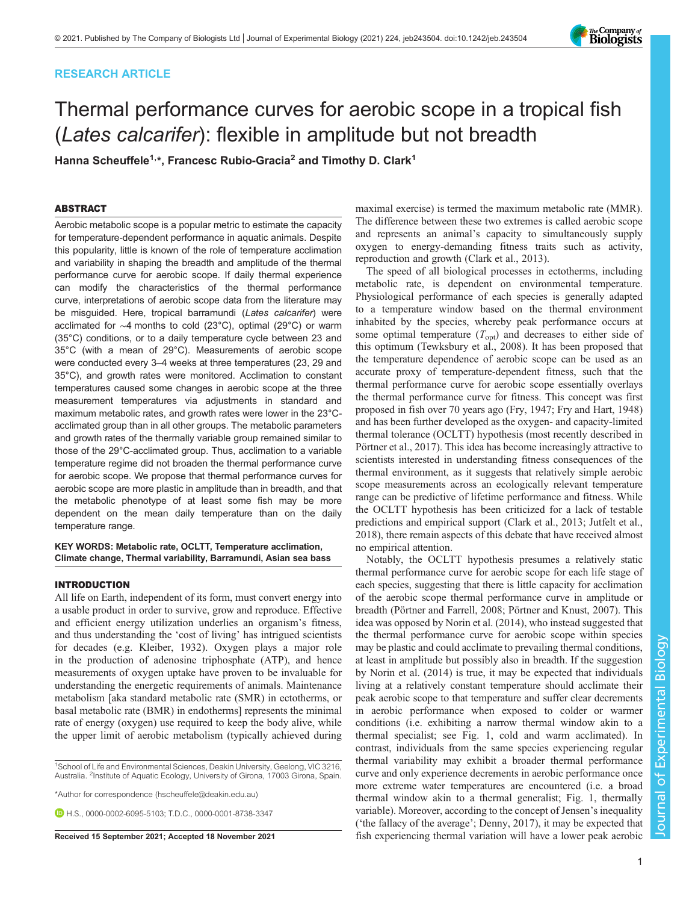# Thermal performance curves for aerobic scope in a tropical fish (*Lates calcarifer*): flexible in amplitude but not breadth

**Hanna Scheuffele[1,*], Francesc Rubio-Gracia[2] and Timothy D. Clark[1]**

## ABSTRACT

Aerobic metabolic scope is a popular metric to estimate the capacity for temperature-dependent performance in aquatic animals. Despite this popularity, little is known of the role of temperature acclimation and variability in shaping the breadth and amplitude of the thermal performance curve for aerobic scope. If daily thermal experience can modify the characteristics of the thermal performance curve, interpretations of aerobic scope data from the literature may be misguided. Here, tropical barramundi (*Lates calcarifer*) were acclimated for ∼4 months to cold (23°C), optimal (29°C) or warm (35°C) conditions, or to a daily temperature cycle between 23 and 35°C (with a mean of 29°C). Measurements of aerobic scope were conducted every 3–4 weeks at three temperatures (23, 29 and 35°C), and growth rates were monitored. Acclimation to constant temperatures caused some changes in aerobic scope at the three measurement temperatures via adjustments in standard and maximum metabolic rates, and growth rates were lower in the 23°C-acclimated group than in all other groups. The metabolic parameters and growth rates of the thermally variable group remained similar to those of the 29°C-acclimated group. Thus, acclimation to a variable temperature regime did not broaden the thermal performance curve for aerobic scope. We propose that thermal performance curves for aerobic scope are more plastic in amplitude than in breadth, and that the metabolic phenotype of at least some fish may be more dependent on the mean daily temperature than on the daily temperature range.

**KEY WORDS: Metabolic rate, OCLTT, Temperature acclimation, Climate change, Thermal variability, Barramundi, Asian sea bass**

## INTRODUCTION

All life on Earth, independent of its form, must convert energy into a usable product in order to survive, grow and reproduce. Effective and efficient energy utilization underlies an organism's fitness, and thus understanding the 'cost of living' has intrigued scientists for decades (e.g. Kleiber, 1932). Oxygen plays a major role in the production of adenosine triphosphate (ATP), and hence measurements of oxygen uptake have proven to be invaluable for understanding the energetic requirements of animals. Maintenance metabolism [aka standard metabolic rate (SMR) in ectotherms, or basal metabolic rate (BMR) in endotherms] represents the minimal rate of energy (oxygen) use required to keep the body alive, while the upper limit of aerobic metabolism (typically achieved during maximal exercise) is termed the maximum metabolic rate (MMR). The difference between these two extremes is called aerobic scope and represents an animal's capacity to simultaneously supply oxygen to energy-demanding fitness traits such as activity, reproduction and growth (Clark et al., 2013).

The speed of all biological processes in ectotherms, including metabolic rate, is dependent on environmental temperature. Physiological performance of each species is generally adapted to a temperature window based on the thermal environment inhabited by the species, whereby peak performance occurs at some optimal temperature ($T_{opt}$) and decreases to either side of this optimum (Tewksbury et al., 2008). It has been proposed that the temperature dependence of aerobic scope can be used as an accurate proxy of temperature-dependent fitness, such that the thermal performance curve for aerobic scope essentially overlays the thermal performance curve for fitness. This concept was first proposed in fish over 70 years ago (Fry, 1947; Fry and Hart, 1948) and has been further developed as the oxygen- and capacity-limited thermal tolerance (OCLTT) hypothesis (most recently described in Pörtner et al., 2017). This idea has become increasingly attractive to scientists interested in understanding fitness consequences of the thermal environment, as it suggests that relatively simple aerobic scope measurements across an ecologically relevant temperature range can be predictive of lifetime performance and fitness. While the OCLTT hypothesis has been criticized for a lack of testable predictions and empirical support (Clark et al., 2013; Jutfelt et al., 2018), there remain aspects of this debate that have received almost no empirical attention.

Notably, the OCLTT hypothesis presumes a relatively static thermal performance curve for aerobic scope for each life stage of each species, suggesting that there is little capacity for acclimation of the aerobic scope thermal performance curve in amplitude or breadth (Pörtner and Farrell, 2008; Pörtner and Knust, 2007). This idea was opposed by Norin et al. (2014), who instead suggested that the thermal performance curve for aerobic scope within species may be plastic and could acclimate to prevailing thermal conditions, at least in amplitude but possibly also in breadth. If the suggestion by Norin et al. (2014) is true, it may be expected that individuals living at a relatively constant temperature should acclimate their peak aerobic scope to that temperature and suffer clear decrements in aerobic performance when exposed to colder or warmer conditions (i.e. exhibiting a narrow thermal window akin to a thermal specialist; see Fig. 1, cold and warm acclimated). In contrast, individuals from the same species experiencing regular thermal variability may exhibit a broader thermal performance curve and only experience decrements in aerobic performance once more extreme water temperatures are encountered (i.e. a broad thermal window akin to a thermal generalist; Fig. 1, thermally variable). Moreover, according to the concept of Jensen's inequality ('the fallacy of the average'; Denny, 2017), it may be expected that fish experiencing thermal variation will have a lower peak aerobic

[1]School of Life and Environmental Sciences, Deakin University, Geelong, VIC 3216, Australia. [2]Institute of Aquatic Ecology, University of Girona, 17003 Girona, Spain.

*Author for correspondence (hscheuffele@deakin.edu.au)

H.S., 0000-0002-6095-5103; T.D.C., 0000-0001-8738-3347

**Received 15 September 2021; Accepted 18 November 2021**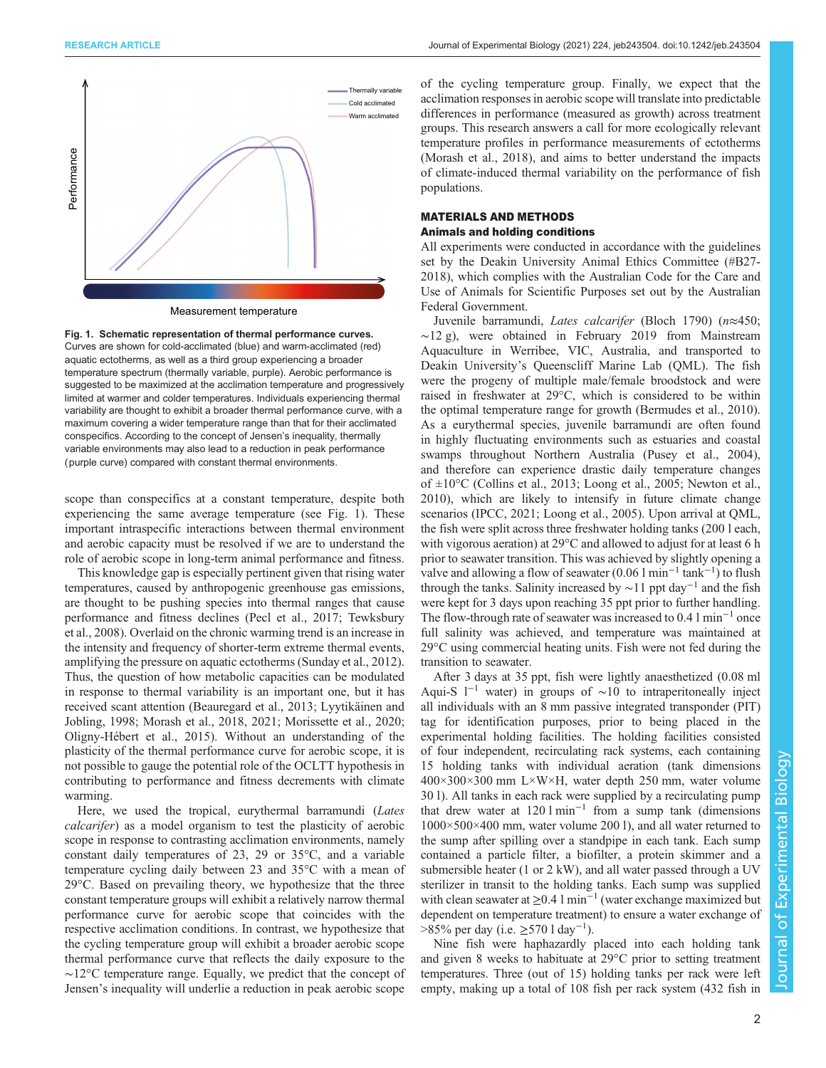Thermally variable
Cold acclimated
Warm acclimated

Performance

Measurement temperature

**Fig. 1. Schematic representation of thermal performance curves.** Curves are shown for cold-acclimated (blue) and warm-acclimated (red) aquatic ectotherms, as well as a third group experiencing a broader temperature spectrum (thermally variable, purple). Aerobic performance is suggested to be maximized at the acclimation temperature and progressively limited at warmer and colder temperatures. Individuals experiencing thermal variability are thought to exhibit a broader thermal performance curve, with a maximum covering a wider temperature range than that for their acclimated conspecifics. According to the concept of Jensen's inequality, thermally variable environments may also lead to a reduction in peak performance (purple curve) compared with constant thermal environments.

scope than conspecifics at a constant temperature, despite both experiencing the same average temperature (see Fig. 1). These important intraspecific interactions between thermal environment and aerobic capacity must be resolved if we are to understand the role of aerobic scope in long-term animal performance and fitness.

This knowledge gap is especially pertinent given that rising water temperatures, caused by anthropogenic greenhouse gas emissions, are thought to be pushing species into thermal ranges that cause performance and fitness declines (Pecl et al., 2017; Tewksbury et al., 2008). Overlaid on the chronic warming trend is an increase in the intensity and frequency of shorter-term extreme thermal events, amplifying the pressure on aquatic ectotherms (Sunday et al., 2012). Thus, the question of how metabolic capacities can be modulated in response to thermal variability is an important one, but it has received scant attention (Beauregard et al., 2013; Lyytikäinen and Jobling, 1998; Morash et al., 2018, 2021; Morissette et al., 2020; Oligny-Hébert et al., 2015). Without an understanding of the plasticity of the thermal performance curve for aerobic scope, it is not possible to gauge the potential role of the OCLTT hypothesis in contributing to performance and fitness decrements with climate warming.

Here, we used the tropical, eurythermal barramundi (*Lates calcarifer*) as a model organism to test the plasticity of aerobic scope in response to contrasting acclimation environments, namely constant daily temperatures of 23, 29 or 35°C, and a variable temperature cycling daily between 23 and 35°C with a mean of 29°C. Based on prevailing theory, we hypothesize that the three constant temperature groups will exhibit a relatively narrow thermal performance curve for aerobic scope that coincides with the respective acclimation conditions. In contrast, we hypothesize that the cycling temperature group will exhibit a broader aerobic scope thermal performance curve that reflects the daily exposure to the ~12°C temperature range. Equally, we predict that the concept of Jensen's inequality will underlie a reduction in peak aerobic scope of the cycling temperature group. Finally, we expect that the acclimation responses in aerobic scope will translate into predictable differences in performance (measured as growth) across treatment groups. This research answers a call for more ecologically relevant temperature profiles in performance measurements of ectotherms (Morash et al., 2018), and aims to better understand the impacts of climate-induced thermal variability on the performance of fish populations.

## MATERIALS AND METHODS

### Animals and holding conditions

All experiments were conducted in accordance with the guidelines set by the Deakin University Animal Ethics Committee (#B27-2018), which complies with the Australian Code for the Care and Use of Animals for Scientific Purposes set out by the Australian Federal Government.

Juvenile barramundi, *Lates calcarifer* (Bloch 1790) ($n$≈450; ~12 g), were obtained in February 2019 from Mainstream Aquaculture in Werribee, VIC, Australia, and transported to Deakin University's Queenscliff Marine Lab (QML). The fish were the progeny of multiple male/female broodstock and were raised in freshwater at 29°C, which is considered to be within the optimal temperature range for growth (Bermudes et al., 2010). As a eurythermal species, juvenile barramundi are often found in highly fluctuating environments such as estuaries and coastal swamps throughout Northern Australia (Pusey et al., 2004), and therefore can experience drastic daily temperature changes of ±10°C (Collins et al., 2013; Loong et al., 2005; Newton et al., 2010), which are likely to intensify in future climate change scenarios (IPCC, 2021; Loong et al., 2005). Upon arrival at QML, the fish were split across three freshwater holding tanks (200 l each, with vigorous aeration) at 29°C and allowed to adjust for at least 6 h prior to seawater transition. This was achieved by slightly opening a valve and allowing a flow of seawater (0.06 l $min^{-1}$ $tank^{-1}$) to flush through the tanks. Salinity increased by ~11 ppt $day^{-1}$ and the fish were kept for 3 days upon reaching 35 ppt prior to further handling. The flow-through rate of seawater was increased to 0.4 l $min^{-1}$ once full salinity was achieved, and temperature was maintained at 29°C using commercial heating units. Fish were not fed during the transition to seawater.

After 3 days at 35 ppt, fish were lightly anaesthetized (0.08 ml Aqui-S $l^{-1}$ water) in groups of ~10 to intraperitoneally inject all individuals with an 8 mm passive integrated transponder (PIT) tag for identification purposes, prior to being placed in the experimental holding facilities. The holding facilities consisted of four independent, recirculating rack systems, each containing 15 holding tanks with individual aeration (tank dimensions 400×300×300 mm L×W×H, water depth 250 mm, water volume 30 l). All tanks in each rack were supplied by a recirculating pump that drew water at 120 l $min^{-1}$ from a sump tank (dimensions 1000×500×400 mm, water volume 200 l), and all water returned to the sump after spilling over a standpipe in each tank. Each sump contained a particle filter, a biofilter, a protein skimmer and a submersible heater (1 or 2 kW), and all water passed through a UV sterilizer in transit to the holding tanks. Each sump was supplied with clean seawater at ≥0.4 l $min^{-1}$ (water exchange maximized but dependent on temperature treatment) to ensure a water exchange of >85% per day (i.e. ≥570 l $day^{-1}$).

Nine fish were haphazardly placed into each holding tank and given 8 weeks to habituate at 29°C prior to setting treatment temperatures. Three (out of 15) holding tanks per rack were left empty, making up a total of 108 fish per rack system (432 fish in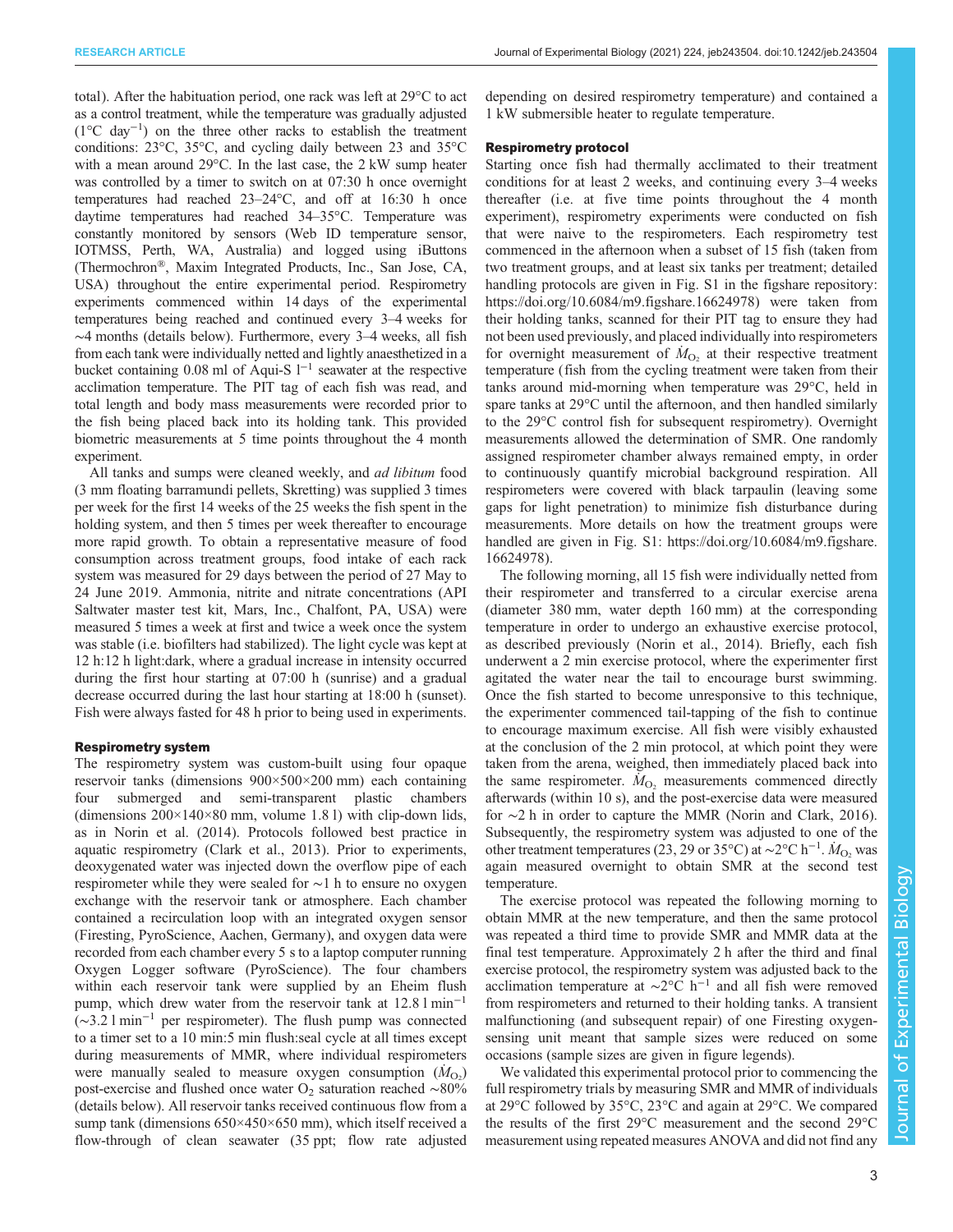total). After the habituation period, one rack was left at 29°C to act as a control treatment, while the temperature was gradually adjusted (1°C day$^{-1}$) on the three other racks to establish the treatment conditions: 23°C, 35°C, and cycling daily between 23 and 35°C with a mean around 29°C. In the last case, the 2 kW sump heater was controlled by a timer to switch on at 07:30 h once overnight temperatures had reached 23–24°C, and off at 16:30 h once daytime temperatures had reached 34–35°C. Temperature was constantly monitored by sensors (Web ID temperature sensor, IOTMSS, Perth, WA, Australia) and logged using iButtons (Thermochron®, Maxim Integrated Products, Inc., San Jose, CA, USA) throughout the entire experimental period. Respirometry experiments commenced within 14 days of the experimental temperatures being reached and continued every 3–4 weeks for ∼4 months (details below). Furthermore, every 3–4 weeks, all fish from each tank were individually netted and lightly anaesthetized in a bucket containing 0.08 ml of Aqui-S l$^{-1}$ seawater at the respective acclimation temperature. The PIT tag of each fish was read, and total length and body mass measurements were recorded prior to the fish being placed back into its holding tank. This provided biometric measurements at 5 time points throughout the 4 month experiment.

All tanks and sumps were cleaned weekly, and *ad libitum* food (3 mm floating barramundi pellets, Skretting) was supplied 3 times per week for the first 14 weeks of the 25 weeks the fish spent in the holding system, and then 5 times per week thereafter to encourage more rapid growth. To obtain a representative measure of food consumption across treatment groups, food intake of each rack system was measured for 29 days between the period of 27 May to 24 June 2019. Ammonia, nitrite and nitrate concentrations (API Saltwater master test kit, Mars, Inc., Chalfont, PA, USA) were measured 5 times a week at first and twice a week once the system was stable (i.e. biofilters had stabilized). The light cycle was kept at 12 h:12 h light:dark, where a gradual increase in intensity occurred during the first hour starting at 07:00 h (sunrise) and a gradual decrease occurred during the last hour starting at 18:00 h (sunset). Fish were always fasted for 48 h prior to being used in experiments.

### Respirometry system

The respirometry system was custom-built using four opaque reservoir tanks (dimensions 900×500×200 mm) each containing four submerged and semi-transparent plastic chambers (dimensions 200×140×80 mm, volume 1.8 l) with clip-down lids, as in Norin et al. (2014). Protocols followed best practice in aquatic respirometry (Clark et al., 2013). Prior to experiments, deoxygenated water was injected down the overflow pipe of each respirometer while they were sealed for ∼1 h to ensure no oxygen exchange with the reservoir tank or atmosphere. Each chamber contained a recirculation loop with an integrated oxygen sensor (Firesting, PyroScience, Aachen, Germany), and oxygen data were recorded from each chamber every 5 s to a laptop computer running Oxygen Logger software (PyroScience). The four chambers within each reservoir tank were supplied by an Eheim flush pump, which drew water from the reservoir tank at 12.8 l min$^{-1}$ (∼3.2 l min$^{-1}$ per respirometer). The flush pump was connected to a timer set to a 10 min:5 min flush:seal cycle at all times except during measurements of MMR, where individual respirometers were manually sealed to measure oxygen consumption ($\dot{M}_{O_2}$) post-exercise and flushed once water $O_2$ saturation reached ∼80% (details below). All reservoir tanks received continuous flow from a sump tank (dimensions 650×450×650 mm), which itself received a flow-through of clean seawater (35 ppt; flow rate adjusted depending on desired respirometry temperature) and contained a 1 kW submersible heater to regulate temperature.

### Respirometry protocol

Starting once fish had thermally acclimated to their treatment conditions for at least 2 weeks, and continuing every 3–4 weeks thereafter (i.e. at five time points throughout the 4 month experiment), respirometry experiments were conducted on fish that were naive to the respirometers. Each respirometry test commenced in the afternoon when a subset of 15 fish (taken from two treatment groups, and at least six tanks per treatment; detailed handling protocols are given in Fig. S1 in the figshare repository: https://doi.org/10.6084/m9.figshare.16624978) were taken from their holding tanks, scanned for their PIT tag to ensure they had not been used previously, and placed individually into respirometers for overnight measurement of $\dot{M}_{O_2}$ at their respective treatment temperature (fish from the cycling treatment were taken from their tanks around mid-morning when temperature was 29°C, held in spare tanks at 29°C until the afternoon, and then handled similarly to the 29°C control fish for subsequent respirometry). Overnight measurements allowed the determination of SMR. One randomly assigned respirometer chamber always remained empty, in order to continuously quantify microbial background respiration. All respirometers were covered with black tarpaulin (leaving some gaps for light penetration) to minimize fish disturbance during measurements. More details on how the treatment groups were handled are given in Fig. S1: https://doi.org/10.6084/m9.figshare.16624978).

The following morning, all 15 fish were individually netted from their respirometer and transferred to a circular exercise arena (diameter 380 mm, water depth 160 mm) at the corresponding temperature in order to undergo an exhaustive exercise protocol, as described previously (Norin et al., 2014). Briefly, each fish underwent a 2 min exercise protocol, where the experimenter first agitated the water near the tail to encourage burst swimming. Once the fish started to become unresponsive to this technique, the experimenter commenced tail-tapping of the fish to continue to encourage maximum exercise. All fish were visibly exhausted at the conclusion of the 2 min protocol, at which point they were taken from the arena, weighed, then immediately placed back into the same respirometer. $\dot{M}_{O_2}$ measurements commenced directly afterwards (within 10 s), and the post-exercise data were measured for ∼2 h in order to capture the MMR (Norin and Clark, 2016). Subsequently, the respirometry system was adjusted to one of the other treatment temperatures (23, 29 or 35°C) at ∼2°C h$^{-1}$. $\dot{M}_{O_2}$ was again measured overnight to obtain SMR at the second test temperature.

The exercise protocol was repeated the following morning to obtain MMR at the new temperature, and then the same protocol was repeated a third time to provide SMR and MMR data at the final test temperature. Approximately 2 h after the third and final exercise protocol, the respirometry system was adjusted back to the acclimation temperature at ∼2°C h$^{-1}$ and all fish were removed from respirometers and returned to their holding tanks. A transient malfunctioning (and subsequent repair) of one Firesting oxygen-sensing unit meant that sample sizes were reduced on some occasions (sample sizes are given in figure legends).

We validated this experimental protocol prior to commencing the full respirometry trials by measuring SMR and MMR of individuals at 29°C followed by 35°C, 23°C and again at 29°C. We compared the results of the first 29°C measurement and the second 29°C measurement using repeated measures ANOVA and did not find any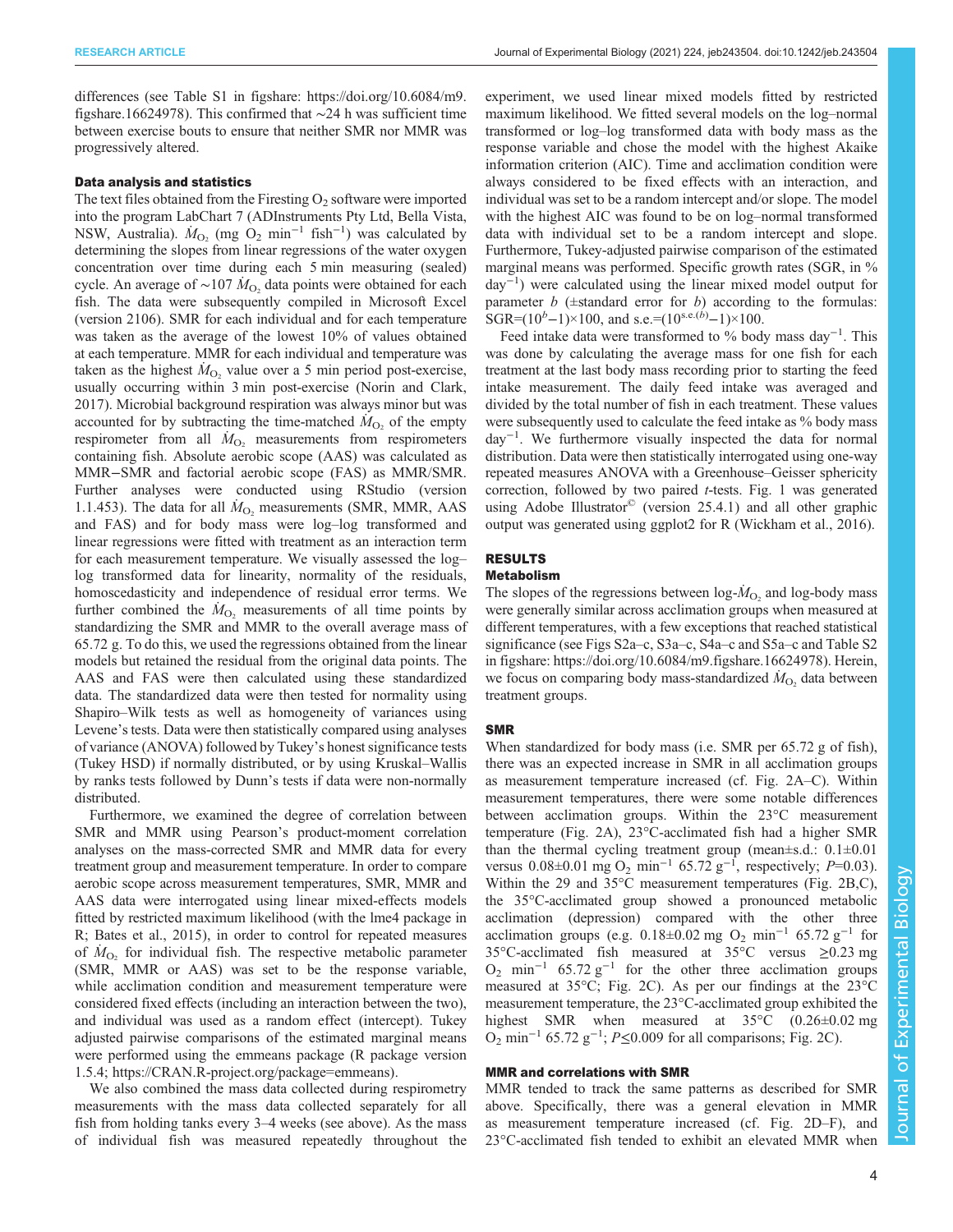differences (see Table S1 in figshare: https://doi.org/10.6084/m9.figshare.16624978). This confirmed that ∼24 h was sufficient time between exercise bouts to ensure that neither SMR nor MMR was progressively altered.

### Data analysis and statistics

The text files obtained from the Firesting $O_2$ software were imported into the program LabChart 7 (ADInstruments Pty Ltd, Bella Vista, NSW, Australia). $\dot{M}_{O_2}$ (mg $O_2$ $min^{-1}$ $fish^{-1}$) was calculated by determining the slopes from linear regressions of the water oxygen concentration over time during each 5 min measuring (sealed) cycle. An average of ∼107 $\dot{M}_{O_2}$ data points were obtained for each fish. The data were subsequently compiled in Microsoft Excel (version 2106). SMR for each individual and for each temperature was taken as the average of the lowest 10% of values obtained at each temperature. MMR for each individual and temperature was taken as the highest $\dot{M}_{O_2}$ value over a 5 min period post-exercise, usually occurring within 3 min post-exercise (Norin and Clark, 2017). Microbial background respiration was always minor but was accounted for by subtracting the time-matched $\dot{M}_{O_2}$ of the empty respirometer from all $\dot{M}_{O_2}$ measurements from respirometers containing fish. Absolute aerobic scope (AAS) was calculated as MMR−SMR and factorial aerobic scope (FAS) as MMR/SMR. Further analyses were conducted using RStudio (version 1.1.453). The data for all $\dot{M}_{O_2}$ measurements (SMR, MMR, AAS and FAS) and for body mass were log–log transformed and linear regressions were fitted with treatment as an interaction term for each measurement temperature. We visually assessed the log–log transformed data for linearity, normality of the residuals, homoscedasticity and independence of residual error terms. We further combined the $\dot{M}_{O_2}$ measurements of all time points by standardizing the SMR and MMR to the overall average mass of 65.72 g. To do this, we used the regressions obtained from the linear models but retained the residual from the original data points. The AAS and FAS were then calculated using these standardized data. The standardized data were then tested for normality using Shapiro–Wilk tests as well as homogeneity of variances using Levene's tests. Data were then statistically compared using analyses of variance (ANOVA) followed by Tukey's honest significance tests (Tukey HSD) if normally distributed, or by using Kruskal–Wallis by ranks tests followed by Dunn's tests if data were non-normally distributed.

Furthermore, we examined the degree of correlation between SMR and MMR using Pearson's product-moment correlation analyses on the mass-corrected SMR and MMR data for every treatment group and measurement temperature. In order to compare aerobic scope across measurement temperatures, SMR, MMR and AAS data were interrogated using linear mixed-effects models fitted by restricted maximum likelihood (with the lme4 package in R; Bates et al., 2015), in order to control for repeated measures of $\dot{M}_{O_2}$ for individual fish. The respective metabolic parameter (SMR, MMR or AAS) was set to be the response variable, while acclimation condition and measurement temperature were considered fixed effects (including an interaction between the two), and individual was used as a random effect (intercept). Tukey adjusted pairwise comparisons of the estimated marginal means were performed using the emmeans package (R package version 1.5.4; https://CRAN.R-project.org/package=emmeans).

We also combined the mass data collected during respirometry measurements with the mass data collected separately for all fish from holding tanks every 3–4 weeks (see above). As the mass of individual fish was measured repeatedly throughout the experiment, we used linear mixed models fitted by restricted maximum likelihood. We fitted several models on the log–normal transformed or log–log transformed data with body mass as the response variable and chose the model with the highest Akaike information criterion (AIC). Time and acclimation condition were always considered to be fixed effects with an interaction, and individual was set to be a random intercept and/or slope. The model with the highest AIC was found to be on log–normal transformed data with individual set to be a random intercept and slope. Furthermore, Tukey-adjusted pairwise comparison of the estimated marginal means was performed. Specific growth rates (SGR, in % $day^{-1}$) were calculated using the linear mixed model output for parameter *b* (±standard error for *b*) according to the formulas: $SGR=(10^{b}-1)\times100$, and $s.e.=(10^{s.e.(b)}-1)\times100$.

Feed intake data were transformed to % body mass $day^{-1}$. This was done by calculating the average mass for one fish for each treatment at the last body mass recording prior to starting the feed intake measurement. The daily feed intake was averaged and divided by the total number of fish in each treatment. These values were subsequently used to calculate the feed intake as % body mass $day^{-1}$. We furthermore visually inspected the data for normal distribution. Data were then statistically interrogated using one-way repeated measures ANOVA with a Greenhouse–Geisser sphericity correction, followed by two paired *t*-tests. Fig. 1 was generated using Adobe Illustrator© (version 25.4.1) and all other graphic output was generated using ggplot2 for R (Wickham et al., 2016).

## RESULTS

### Metabolism

The slopes of the regressions between log-$\dot{M}_{O_2}$ and log-body mass were generally similar across acclimation groups when measured at different temperatures, with a few exceptions that reached statistical significance (see Figs S2a–c, S3a–c, S4a–c and S5a–c and Table S2 in figshare: https://doi.org/10.6084/m9.figshare.16624978). Herein, we focus on comparing body mass-standardized $\dot{M}_{O_2}$ data between treatment groups.

### SMR

When standardized for body mass (i.e. SMR per 65.72 g of fish), there was an expected increase in SMR in all acclimation groups as measurement temperature increased (cf. Fig. 2A–C). Within measurement temperatures, there were some notable differences between acclimation groups. Within the 23°C measurement temperature (Fig. 2A), 23°C-acclimated fish had a higher SMR than the thermal cycling treatment group (mean±s.d.: 0.1±0.01 versus 0.08±0.01 mg $O_2$ $min^{-1}$ 65.72 $g^{-1}$, respectively; $P=0.03$). Within the 29 and 35°C measurement temperatures (Fig. 2B,C), the 35°C-acclimated group showed a pronounced metabolic acclimation (depression) compared with the other three acclimation groups (e.g. 0.18±0.02 mg $O_2$ $min^{-1}$ 65.72 $g^{-1}$ for 35°C-acclimated fish measured at 35°C versus ≥0.23 mg $O_2$ $min^{-1}$ 65.72 $g^{-1}$ for the other three acclimation groups measured at 35°C; Fig. 2C). As per our findings at the 23°C measurement temperature, the 23°C-acclimated group exhibited the highest SMR when measured at 35°C (0.26±0.02 mg $O_2$ $min^{-1}$ 65.72 $g^{-1}$; $P\leq0.009$ for all comparisons; Fig. 2C).

### MMR and correlations with SMR

MMR tended to track the same patterns as described for SMR above. Specifically, there was a general elevation in MMR as measurement temperature increased (cf. Fig. 2D–F), and 23°C-acclimated fish tended to exhibit an elevated MMR when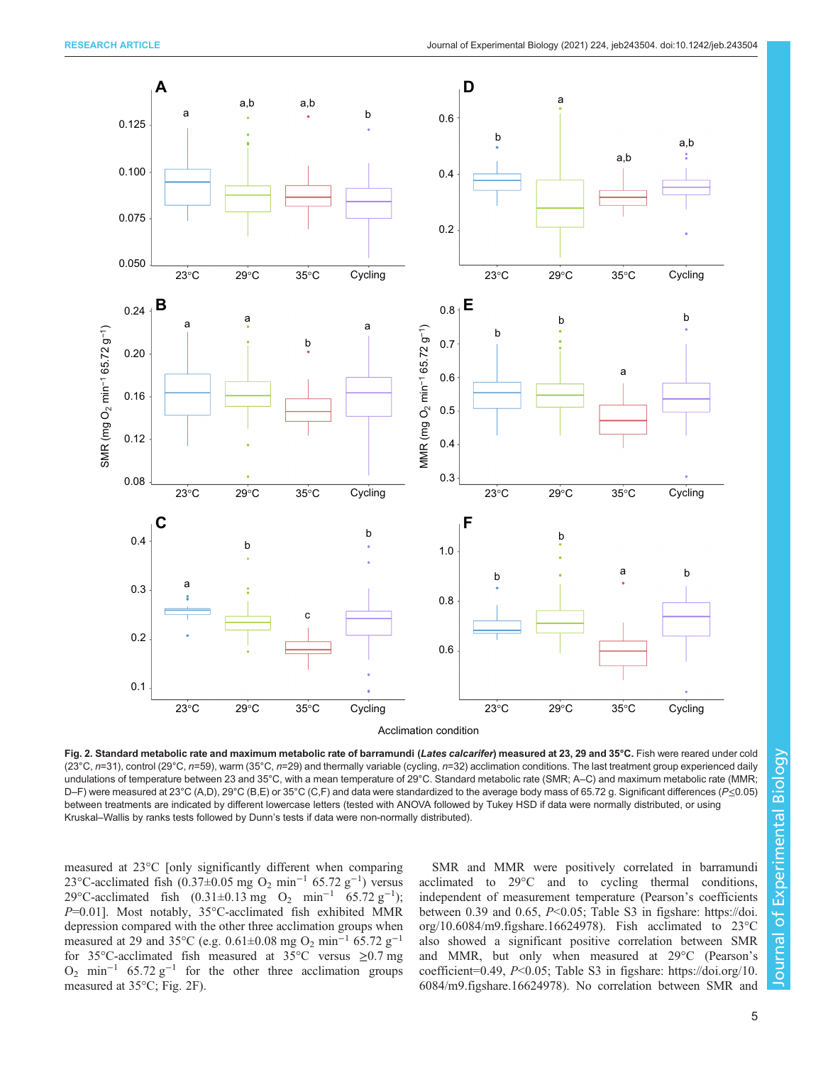A

0.125
0.100
0.075
0.050

a a,b a,b b

23°C 29°C 35°C Cycling

D

0.6
0.4
0.2

b a a,b a,b

23°C 29°C 35°C Cycling

B

SMR (mg $O_2$ min$^{-1}$ 65.72 g$^{-1}$)

0.24
0.20
0.16
0.12
0.08

a a b a

23°C 29°C 35°C Cycling

E

MMR (mg $O_2$ min$^{-1}$ 65.72 g$^{-1}$)

0.8
0.7
0.6
0.5
0.4
0.3

b b a b

23°C 29°C 35°C Cycling

C

0.4
0.3
0.2
0.1

a b c b

23°C 29°C 35°C Cycling

F

1.0
0.8
0.6

b b a b

23°C 29°C 35°C Cycling

Acclimation condition

**Fig. 2. Standard metabolic rate and maximum metabolic rate of barramundi (*Lates calcarifer*) measured at 23, 29 and 35°C.** Fish were reared under cold (23°C, $n$=31), control (29°C, $n$=59), warm (35°C, $n$=29) and thermally variable (cycling, $n$=32) acclimation conditions. The last treatment group experienced daily undulations of temperature between 23 and 35°C, with a mean temperature of 29°C. Standard metabolic rate (SMR; A–C) and maximum metabolic rate (MMR; D–F) were measured at 23°C (A,D), 29°C (B,E) or 35°C (C,F) and data were standardized to the average body mass of 65.72 g. Significant differences ($P$≤0.05) between treatments are indicated by different lowercase letters (tested with ANOVA followed by Tukey HSD if data were normally distributed, or using Kruskal–Wallis by ranks tests followed by Dunn's tests if data were non-normally distributed).

measured at 23°C [only significantly different when comparing 23°C-acclimated fish (0.37±0.05 mg $O_2$ min$^{-1}$ 65.72 g$^{-1}$) versus 29°C-acclimated fish (0.31±0.13 mg $O_2$ min$^{-1}$ 65.72 g$^{-1}$); $P$=0.01]. Most notably, 35°C-acclimated fish exhibited MMR depression compared with the other three acclimation groups when measured at 29 and 35°C (e.g. 0.61±0.08 mg $O_2$ min$^{-1}$ 65.72 g$^{-1}$ for 35°C-acclimated fish measured at 35°C versus ≥0.7 mg $O_2$ min$^{-1}$ 65.72 g$^{-1}$ for the other three acclimation groups measured at 35°C; Fig. 2F).

SMR and MMR were positively correlated in barramundi acclimated to 29°C and to cycling thermal conditions, independent of measurement temperature (Pearson's coefficients between 0.39 and 0.65, $P$<0.05; Table S3 in figshare: https://doi.org/10.6084/m9.figshare.16624978). Fish acclimated to 23°C also showed a significant positive correlation between SMR and MMR, but only when measured at 29°C (Pearson's coefficient=0.49, $P$<0.05; Table S3 in figshare: https://doi.org/10.6084/m9.figshare.16624978). No correlation between SMR and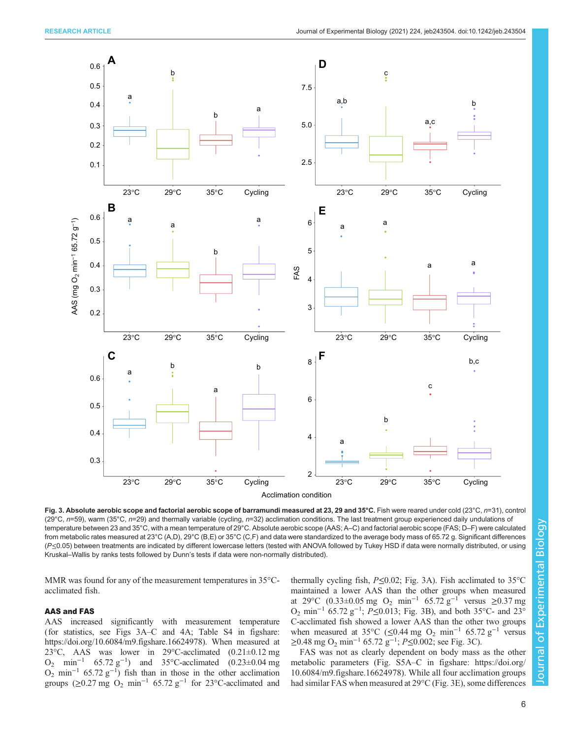A

0.6
0.5
0.4
0.3
0.2
0.1

a
b
b
a

23°C 29°C 35°C Cycling

B

0.6
0.5
0.4
0.3
0.2

a
a
b
a

23°C 29°C 35°C Cycling

C

0.6
0.5
0.4
0.3

a
b
a
b

23°C 29°C 35°C Cycling

AAS (mg $O_2$ min$^{-1}$ 65.72 g$^{-1}$)

D

7.5
5.0
2.5

a,b
c
a,c
b

23°C 29°C 35°C Cycling

E

6
5
4
3

a
a
a
a

23°C 29°C 35°C Cycling

F

8
6
4
2

a
b
c
b,c

23°C 29°C 35°C Cycling

FAS

Acclimation condition

**Fig. 3. Absolute aerobic scope and factorial aerobic scope of barramundi measured at 23, 29 and 35°C.** Fish were reared under cold (23°C, *n*=31), control (29°C, *n*=59), warm (35°C, *n*=29) and thermally variable (cycling, *n*=32) acclimation conditions. The last treatment group experienced daily undulations of temperature between 23 and 35°C, with a mean temperature of 29°C. Absolute aerobic scope (AAS; A–C) and factorial aerobic scope (FAS; D–F) were calculated from metabolic rates measured at 23°C (A,D), 29°C (B,E) or 35°C (C,F) and data were standardized to the average body mass of 65.72 g. Significant differences ($P \leq 0.05$) between treatments are indicated by different lowercase letters (tested with ANOVA followed by Tukey HSD if data were normally distributed, or using Kruskal–Wallis by ranks tests followed by Dunn's tests if data were non-normally distributed).

MMR was found for any of the measurement temperatures in 35°C-acclimated fish.

### AAS and FAS

AAS increased significantly with measurement temperature (for statistics, see Figs 3A–C and 4A; Table S4 in figshare: https://doi.org/10.6084/m9.figshare.16624978). When measured at 23°C, AAS was lower in 29°C-acclimated (0.21±0.12 mg $O_2$ min$^{-1}$ 65.72 g$^{-1}$) and 35°C-acclimated (0.23±0.04 mg $O_2$ min$^{-1}$ 65.72 g$^{-1}$) fish than in those in the other acclimation groups (≥0.27 mg $O_2$ min$^{-1}$ 65.72 g$^{-1}$ for 23°C-acclimated and thermally cycling fish, $P \leq 0.02$; Fig. 3A). Fish acclimated to 35°C maintained a lower AAS than the other groups when measured at 29°C (0.33±0.05 mg $O_2$ min$^{-1}$ 65.72 g$^{-1}$ versus ≥0.37 mg $O_2$ min$^{-1}$ 65.72 g$^{-1}$; $P \leq 0.013$; Fig. 3B), and both 35°C- and 23°C-acclimated fish showed a lower AAS than the other two groups when measured at 35°C (≤0.44 mg $O_2$ min$^{-1}$ 65.72 g$^{-1}$ versus ≥0.48 mg $O_2$ min$^{-1}$ 65.72 g$^{-1}$; $P \leq 0.002$; see Fig. 3C).

FAS was not as clearly dependent on body mass as the other metabolic parameters (Fig. S5A–C in figshare: https://doi.org/10.6084/m9.figshare.16624978). While all four acclimation groups had similar FAS when measured at 29°C (Fig. 3E), some differences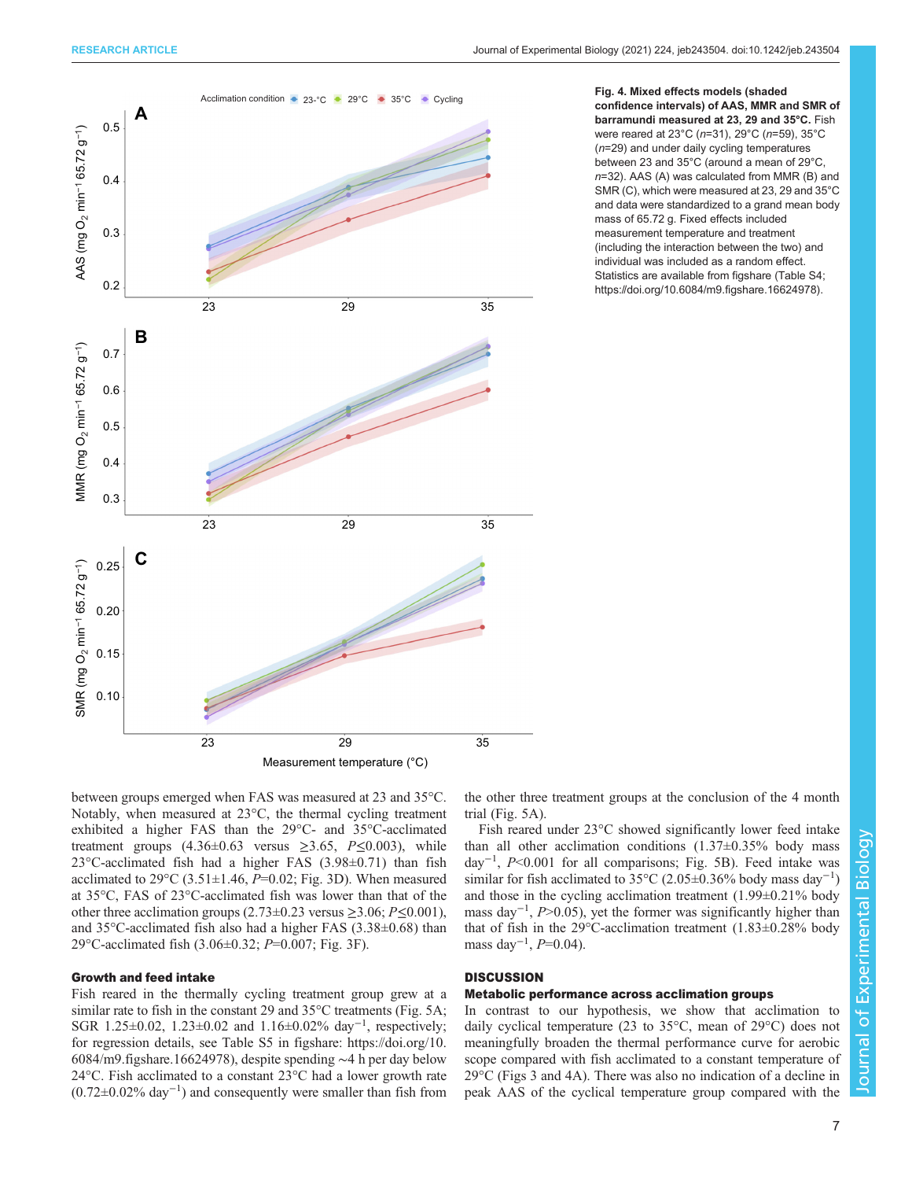**Fig. 4. Mixed effects models (shaded confidence intervals) of AAS, MMR and SMR of barramundi measured at 23, 29 and 35°C.** Fish were reared at 23°C ($n$=31), 29°C ($n$=59), 35°C ($n$=29) and under daily cycling temperatures between 23 and 35°C (around a mean of 29°C, $n$=32). AAS (A) was calculated from MMR (B) and SMR (C), which were measured at 23, 29 and 35°C and data were standardized to a grand mean body mass of 65.72 g. Fixed effects included measurement temperature and treatment (including the interaction between the two) and individual was included as a random effect. Statistics are available from figshare (Table S4; https://doi.org/10.6084/m9.figshare.16624978).

between groups emerged when FAS was measured at 23 and 35°C. Notably, when measured at 23°C, the thermal cycling treatment exhibited a higher FAS than the 29°C- and 35°C-acclimated treatment groups (4.36±0.63 versus ≥3.65, $P$≤0.003), while 23°C-acclimated fish had a higher FAS (3.98±0.71) than fish acclimated to 29°C (3.51±1.46, $P$=0.02; Fig. 3D). When measured at 35°C, FAS of 23°C-acclimated fish was lower than that of the other three acclimation groups (2.73±0.23 versus ≥3.06; $P$≤0.001), and 35°C-acclimated fish also had a higher FAS (3.38±0.68) than 29°C-acclimated fish (3.06±0.32; $P$=0.007; Fig. 3F).

### Growth and feed intake

Fish reared in the thermally cycling treatment group grew at a similar rate to fish in the constant 29 and 35°C treatments (Fig. 5A; SGR 1.25±0.02, 1.23±0.02 and 1.16±0.02% day$^{-1}$, respectively; for regression details, see Table S5 in figshare: https://doi.org/10.6084/m9.figshare.16624978), despite spending ~4 h per day below 24°C. Fish acclimated to a constant 23°C had a lower growth rate (0.72±0.02% day$^{-1}$) and consequently were smaller than fish from the other three treatment groups at the conclusion of the 4 month trial (Fig. 5A).

Fish reared under 23°C showed significantly lower feed intake than all other acclimation conditions (1.37±0.35% body mass day$^{-1}$, $P$<0.001 for all comparisons; Fig. 5B). Feed intake was similar for fish acclimated to 35°C (2.05±0.36% body mass day$^{-1}$) and those in the cycling acclimation treatment (1.99±0.21% body mass day$^{-1}$, $P$>0.05), yet the former was significantly higher than that of fish in the 29°C-acclimation treatment (1.83±0.28% body mass day$^{-1}$, $P$=0.04).

## DISCUSSION

### Metabolic performance across acclimation groups

In contrast to our hypothesis, we show that acclimation to daily cyclical temperature (23 to 35°C, mean of 29°C) does not meaningfully broaden the thermal performance curve for aerobic scope compared with fish acclimated to a constant temperature of 29°C (Figs 3 and 4A). There was also no indication of a decline in peak AAS of the cyclical temperature group compared with the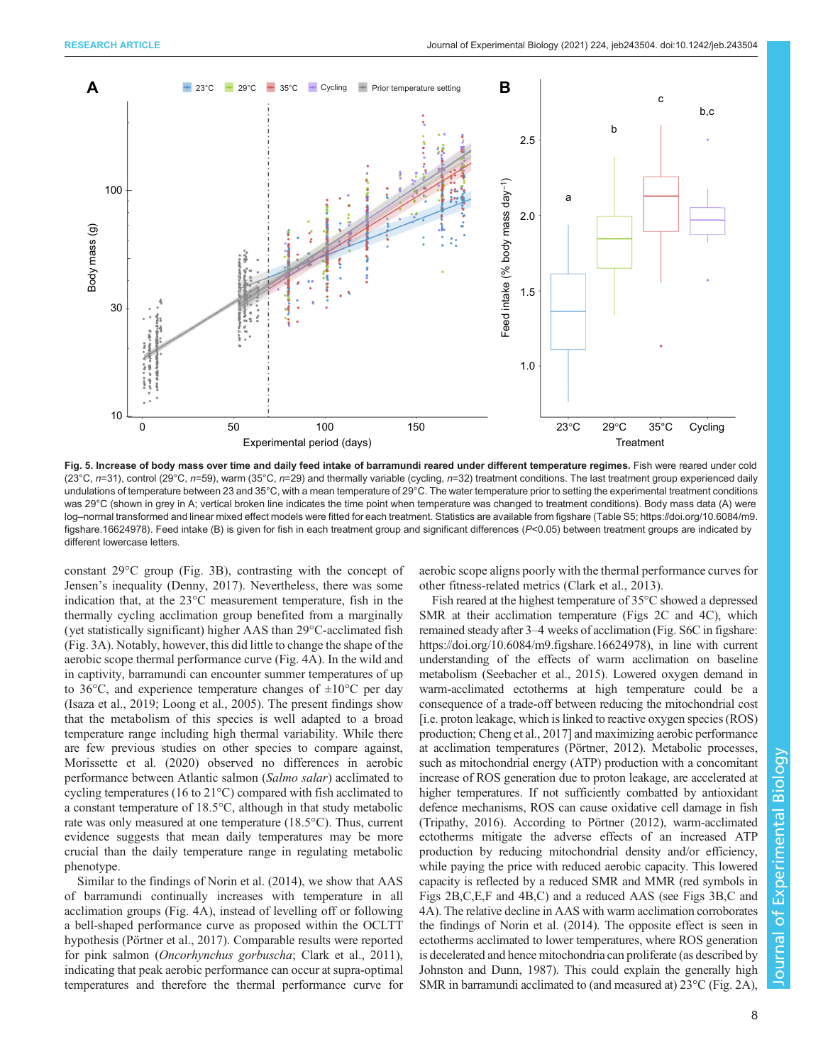A

23°C 29°C 35°C Cycling Prior temperature setting

Body mass (g)

100

30

10

0 50 100 150

Experimental period (days)

B

Feed intake (% body mass day$^{-1}$)

2.5

2.0

1.5

1.0

a b c b,c

23°C 29°C 35°C Cycling

Treatment

**Fig. 5. Increase of body mass over time and daily feed intake of barramundi reared under different temperature regimes.** Fish were reared under cold (23°C, $n$=31), control (29°C, $n$=59), warm (35°C, $n$=29) and thermally variable (cycling, $n$=32) treatment conditions. The last treatment group experienced daily undulations of temperature between 23 and 35°C, with a mean temperature of 29°C. The water temperature prior to setting the experimental treatment conditions was 29°C (shown in grey in A; vertical broken line indicates the time point when temperature was changed to treatment conditions). Body mass data (A) were log–normal transformed and linear mixed effect models were fitted for each treatment. Statistics are available from figshare (Table S5; https://doi.org/10.6084/m9.figshare.16624978). Feed intake (B) is given for fish in each treatment group and significant differences ($P$<0.05) between treatment groups are indicated by different lowercase letters.

constant 29°C group (Fig. 3B), contrasting with the concept of Jensen's inequality (Denny, 2017). Nevertheless, there was some indication that, at the 23°C measurement temperature, fish in the thermally cycling acclimation group benefited from a marginally (yet statistically significant) higher AAS than 29°C-acclimated fish (Fig. 3A). Notably, however, this did little to change the shape of the aerobic scope thermal performance curve (Fig. 4A). In the wild and in captivity, barramundi can encounter summer temperatures of up to 36°C, and experience temperature changes of ±10°C per day (Isaza et al., 2019; Loong et al., 2005). The present findings show that the metabolism of this species is well adapted to a broad temperature range including high thermal variability. While there are few previous studies on other species to compare against, Morissette et al. (2020) observed no differences in aerobic performance between Atlantic salmon (*Salmo salar*) acclimated to cycling temperatures (16 to 21°C) compared with fish acclimated to a constant temperature of 18.5°C, although in that study metabolic rate was only measured at one temperature (18.5°C). Thus, current evidence suggests that mean daily temperatures may be more crucial than the daily temperature range in regulating metabolic phenotype.

Similar to the findings of Norin et al. (2014), we show that AAS of barramundi continually increases with temperature in all acclimation groups (Fig. 4A), instead of levelling off or following a bell-shaped performance curve as proposed within the OCLTT hypothesis (Pörtner et al., 2017). Comparable results were reported for pink salmon (*Oncorhynchus gorbuscha*; Clark et al., 2011), indicating that peak aerobic performance can occur at supra-optimal temperatures and therefore the thermal performance curve for aerobic scope aligns poorly with the thermal performance curves for other fitness-related metrics (Clark et al., 2013).

Fish reared at the highest temperature of 35°C showed a depressed SMR at their acclimation temperature (Figs 2C and 4C), which remained steady after 3–4 weeks of acclimation (Fig. S6C in figshare: https://doi.org/10.6084/m9.figshare.16624978), in line with current understanding of the effects of warm acclimation on baseline metabolism (Seebacher et al., 2015). Lowered oxygen demand in warm-acclimated ectotherms at high temperature could be a consequence of a trade-off between reducing the mitochondrial cost [i.e. proton leakage, which is linked to reactive oxygen species (ROS) production; Cheng et al., 2017] and maximizing aerobic performance at acclimation temperatures (Pörtner, 2012). Metabolic processes, such as mitochondrial energy (ATP) production with a concomitant increase of ROS generation due to proton leakage, are accelerated at higher temperatures. If not sufficiently combatted by antioxidant defence mechanisms, ROS can cause oxidative cell damage in fish (Tripathy, 2016). According to Pörtner (2012), warm-acclimated ectotherms mitigate the adverse effects of an increased ATP production by reducing mitochondrial density and/or efficiency, while paying the price with reduced aerobic capacity. This lowered capacity is reflected by a reduced SMR and MMR (red symbols in Figs 2B,C,E,F and 4B,C) and a reduced AAS (see Figs 3B,C and 4A). The relative decline in AAS with warm acclimation corroborates the findings of Norin et al. (2014). The opposite effect is seen in ectotherms acclimated to lower temperatures, where ROS generation is decelerated and hence mitochondria can proliferate (as described by Johnston and Dunn, 1987). This could explain the generally high SMR in barramundi acclimated to (and measured at) 23°C (Fig. 2A),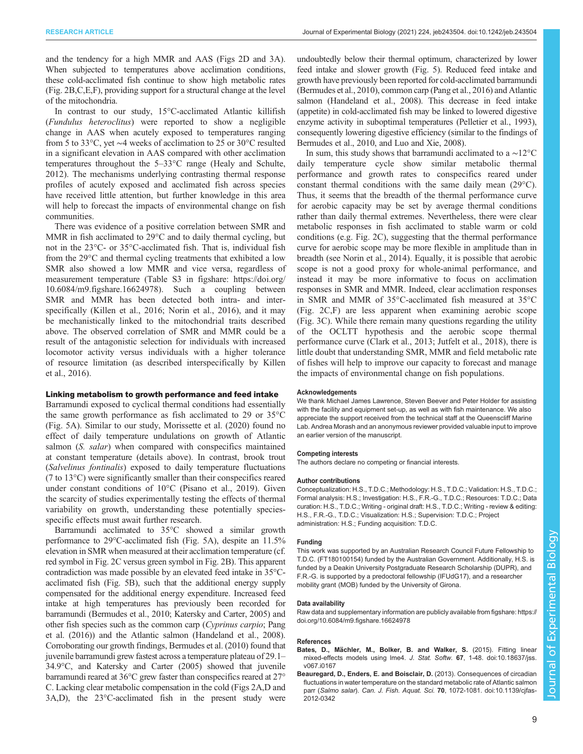and the tendency for a high MMR and AAS (Figs 2D and 3A). When subjected to temperatures above acclimation conditions, these cold-acclimated fish continue to show high metabolic rates (Fig. 2B,C,E,F), providing support for a structural change at the level of the mitochondria.

In contrast to our study, 15°C-acclimated Atlantic killifish (*Fundulus heteroclitus*) were reported to show a negligible change in AAS when acutely exposed to temperatures ranging from 5 to 33°C, yet ∼4 weeks of acclimation to 25 or 30°C resulted in a significant elevation in AAS compared with other acclimation temperatures throughout the 5–33°C range (Healy and Schulte, 2012). The mechanisms underlying contrasting thermal response profiles of acutely exposed and acclimated fish across species have received little attention, but further knowledge in this area will help to forecast the impacts of environmental change on fish communities.

There was evidence of a positive correlation between SMR and MMR in fish acclimated to 29°C and to daily thermal cycling, but not in the 23°C- or 35°C-acclimated fish. That is, individual fish from the 29°C and thermal cycling treatments that exhibited a low SMR also showed a low MMR and vice versa, regardless of measurement temperature (Table S3 in figshare: https://doi.org/10.6084/m9.figshare.16624978). Such a coupling between SMR and MMR has been detected both intra- and inter-specifically (Killen et al., 2016; Norin et al., 2016), and it may be mechanistically linked to the mitochondrial traits described above. The observed correlation of SMR and MMR could be a result of the antagonistic selection for individuals with increased locomotor activity versus individuals with a higher tolerance of resource limitation (as described interspecifically by Killen et al., 2016).

## Linking metabolism to growth performance and feed intake

Barramundi exposed to cyclical thermal conditions had essentially the same growth performance as fish acclimated to 29 or 35°C (Fig. 5A). Similar to our study, Morissette et al. (2020) found no effect of daily temperature undulations on growth of Atlantic salmon (*S. salar*) when compared with conspecifics maintained at constant temperature (details above). In contrast, brook trout (*Salvelinus fontinalis*) exposed to daily temperature fluctuations (7 to 13°C) were significantly smaller than their conspecifics reared under constant conditions of 10°C (Pisano et al., 2019). Given the scarcity of studies experimentally testing the effects of thermal variability on growth, understanding these potentially species-specific effects must await further research.

Barramundi acclimated to 35°C showed a similar growth performance to 29°C-acclimated fish (Fig. 5A), despite an 11.5% elevation in SMR when measured at their acclimation temperature (cf. red symbol in Fig. 2C versus green symbol in Fig. 2B). This apparent contradiction was made possible by an elevated feed intake in 35°C-acclimated fish (Fig. 5B), such that the additional energy supply compensated for the additional energy expenditure. Increased feed intake at high temperatures has previously been recorded for barramundi (Bermudes et al., 2010; Katersky and Carter, 2005) and other fish species such as the common carp (*Cyprinus carpio*; Pang et al. (2016)) and the Atlantic salmon (Handeland et al., 2008). Corroborating our growth findings, Bermudes et al. (2010) found that juvenile barramundi grew fastest across a temperature plateau of 29.1–34.9°C, and Katersky and Carter (2005) showed that juvenile barramundi reared at 36°C grew faster than conspecifics reared at 27°C. Lacking clear metabolic compensation in the cold (Figs 2A,D and 3A,D), the 23°C-acclimated fish in the present study were undoubtedly below their thermal optimum, characterized by lower feed intake and slower growth (Fig. 5). Reduced feed intake and growth have previously been reported for cold-acclimated barramundi (Bermudes et al., 2010), common carp (Pang et al., 2016) and Atlantic salmon (Handeland et al., 2008). This decrease in feed intake (appetite) in cold-acclimated fish may be linked to lowered digestive enzyme activity in suboptimal temperatures (Pelletier et al., 1993), consequently lowering digestive efficiency (similar to the findings of Bermudes et al., 2010, and Luo and Xie, 2008).

In sum, this study shows that barramundi acclimated to a ∼12°C daily temperature cycle show similar metabolic thermal performance and growth rates to conspecifics reared under constant thermal conditions with the same daily mean (29°C). Thus, it seems that the breadth of the thermal performance curve for aerobic capacity may be set by average thermal conditions rather than daily thermal extremes. Nevertheless, there were clear metabolic responses in fish acclimated to stable warm or cold conditions (e.g. Fig. 2C), suggesting that the thermal performance curve for aerobic scope may be more flexible in amplitude than in breadth (see Norin et al., 2014). Equally, it is possible that aerobic scope is not a good proxy for whole-animal performance, and instead it may be more informative to focus on acclimation responses in SMR and MMR. Indeed, clear acclimation responses in SMR and MMR of 35°C-acclimated fish measured at 35°C (Fig. 2C,F) are less apparent when examining aerobic scope (Fig. 3C). While there remain many questions regarding the utility of the OCLTT hypothesis and the aerobic scope thermal performance curve (Clark et al., 2013; Jutfelt et al., 2018), there is little doubt that understanding SMR, MMR and field metabolic rate of fishes will help to improve our capacity to forecast and manage the impacts of environmental change on fish populations.

#### Acknowledgements
We thank Michael James Lawrence, Steven Beever and Peter Holder for assisting with the facility and equipment set-up, as well as with fish maintenance. We also appreciate the support received from the technical staff at the Queenscliff Marine Lab. Andrea Morash and an anonymous reviewer provided valuable input to improve an earlier version of the manuscript.

#### Competing interests
The authors declare no competing or financial interests.

#### Author contributions
Conceptualization: H.S., T.D.C.; Methodology: H.S., T.D.C.; Validation: H.S., T.D.C.; Formal analysis: H.S.; Investigation: H.S., F.R.-G., T.D.C.; Resources: T.D.C.; Data curation: H.S., T.D.C.; Writing - original draft: H.S., T.D.C.; Writing - review & editing: H.S., F.R.-G., T.D.C.; Visualization: H.S.; Supervision: T.D.C.; Project administration: H.S.; Funding acquisition: T.D.C.

#### Funding
This work was supported by an Australian Research Council Future Fellowship to T.D.C. (FT180100154) funded by the Australian Government. Additionally, H.S. is funded by a Deakin University Postgraduate Research Scholarship (DUPR), and F.R.-G. is supported by a predoctoral fellowship (IFUdG17), and a researcher mobility grant (MOB) funded by the University of Girona.

#### Data availability
Raw data and supplementary information are publicly available from figshare: https://doi.org/10.6084/m9.figshare.16624978

#### References
**Bates, D., Mächler, M., Bolker, B. and Walker, S.** (2015). Fitting linear mixed-effects models using lme4. *J. Stat. Softw.* **67**, 1-48. doi:10.18637/jss.v067.i0167

**Beauregard, D., Enders, E. and Boisclair, D.** (2013). Consequences of circadian fluctuations in water temperature on the standard metabolic rate of Atlantic salmon parr (*Salmo salar*). *Can. J. Fish. Aquat. Sci.* **70**, 1072-1081. doi:10.1139/cjfas-2012-0342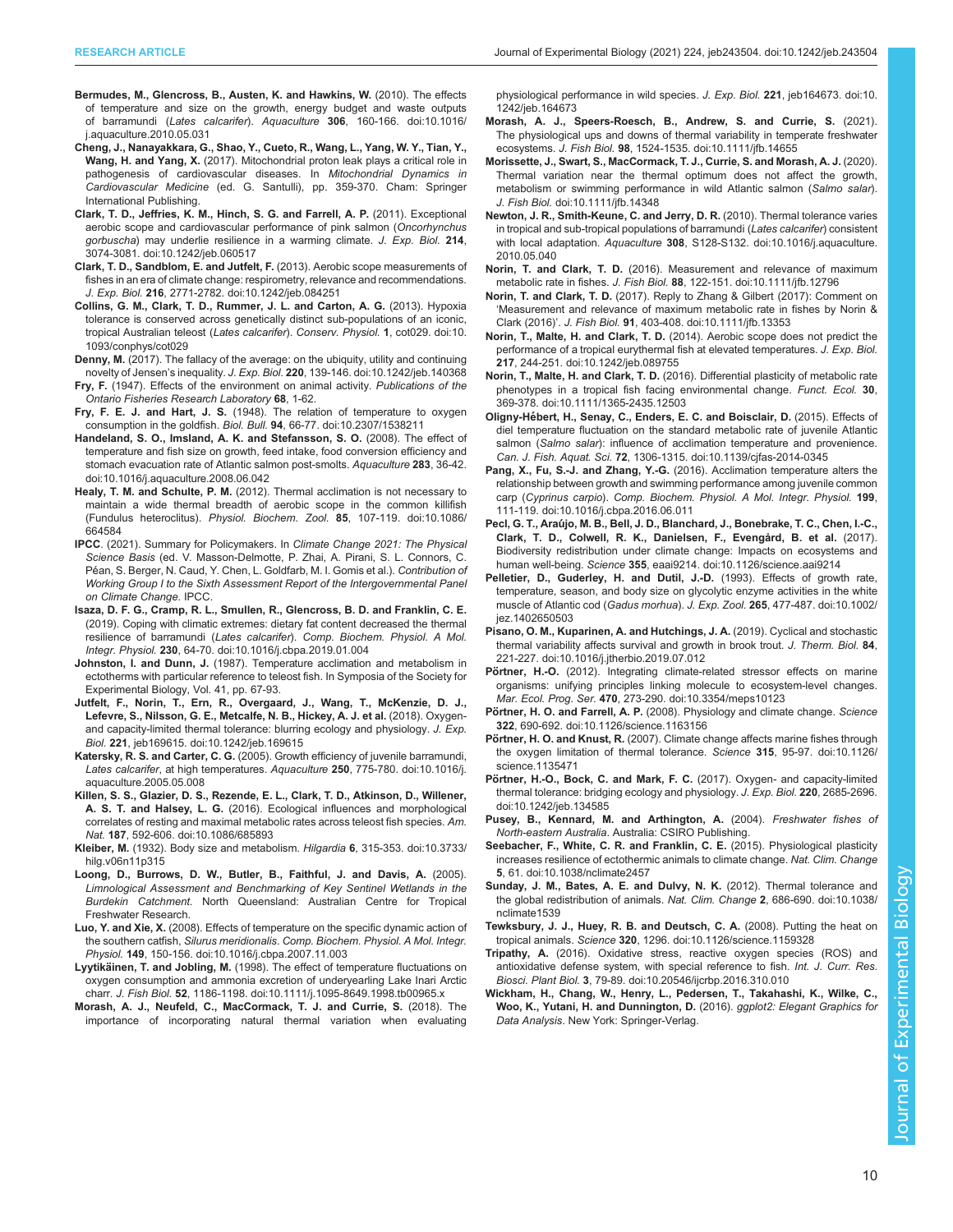**Bermudes, M., Glencross, B., Austen, K. and Hawkins, W.** (2010). The effects of temperature and size on the growth, energy budget and waste outputs of barramundi (*Lates calcarifer*). *Aquaculture* **306**, 160-166. doi:10.1016/j.aquaculture.2010.05.031

**Cheng, J., Nanayakkara, G., Shao, Y., Cueto, R., Wang, L., Yang, W. Y., Tian, Y., Wang, H. and Yang, X.** (2017). Mitochondrial proton leak plays a critical role in pathogenesis of cardiovascular diseases. In *Mitochondrial Dynamics in Cardiovascular Medicine* (ed. G. Santulli), pp. 359-370. Cham: Springer International Publishing.

**Clark, T. D., Jeffries, K. M., Hinch, S. G. and Farrell, A. P.** (2011). Exceptional aerobic scope and cardiovascular performance of pink salmon (*Oncorhynchus gorbuscha*) may underlie resilience in a warming climate. *J. Exp. Biol.* **214**, 3074-3081. doi:10.1242/jeb.060517

**Clark, T. D., Sandblom, E. and Jutfelt, F.** (2013). Aerobic scope measurements of fishes in an era of climate change: respirometry, relevance and recommendations. *J. Exp. Biol.* **216**, 2771-2782. doi:10.1242/jeb.084251

**Collins, G. M., Clark, T. D., Rummer, J. L. and Carton, A. G.** (2013). Hypoxia tolerance is conserved across genetically distinct sub-populations of an iconic, tropical Australian teleost (*Lates calcarifer*). *Conserv. Physiol.* **1**, cot029. doi:10.1093/conphys/cot029

**Denny, M.** (2017). The fallacy of the average: on the ubiquity, utility and continuing novelty of Jensen's inequality. *J. Exp. Biol.* **220**, 139-146. doi:10.1242/jeb.140368

**Fry, F.** (1947). Effects of the environment on animal activity. *Publications of the Ontario Fisheries Research Laboratory* **68**, 1-62.

**Fry, F. E. J. and Hart, J. S.** (1948). The relation of temperature to oxygen consumption in the goldfish. *Biol. Bull.* **94**, 66-77. doi:10.2307/1538211

**Handeland, S. O., Imsland, A. K. and Stefansson, S. O.** (2008). The effect of temperature and fish size on growth, feed intake, food conversion efficiency and stomach evacuation rate of Atlantic salmon post-smolts. *Aquaculture* **283**, 36-42. doi:10.1016/j.aquaculture.2008.06.042

**Healy, T. M. and Schulte, P. M.** (2012). Thermal acclimation is not necessary to maintain a wide thermal breadth of aerobic scope in the common killifish (Fundulus heteroclitus). *Physiol. Biochem. Zool.* **85**, 107-119. doi:10.1086/664584

**IPCC**. (2021). Summary for Policymakers. In *Climate Change 2021: The Physical Science Basis* (ed. V. Masson-Delmotte, P. Zhai, A. Pirani, S. L. Connors, C. Péan, S. Berger, N. Caud, Y. Chen, L. Goldfarb, M. I. Gomis et al.). *Contribution of Working Group I to the Sixth Assessment Report of the Intergovernmental Panel on Climate Change*. IPCC.

**Isaza, D. F. G., Cramp, R. L., Smullen, R., Glencross, B. D. and Franklin, C. E.** (2019). Coping with climatic extremes: dietary fat content decreased the thermal resilience of barramundi (*Lates calcarifer*). *Comp. Biochem. Physiol. A Mol. Integr. Physiol.* **230**, 64-70. doi:10.1016/j.cbpa.2019.01.004

**Johnston, I. and Dunn, J.** (1987). Temperature acclimation and metabolism in ectotherms with particular reference to teleost fish. In Symposia of the Society for Experimental Biology, Vol. 41, pp. 67-93.

**Jutfelt, F., Norin, T., Ern, R., Overgaard, J., Wang, T., McKenzie, D. J., Lefevre, S., Nilsson, G. E., Metcalfe, N. B., Hickey, A. J. et al.** (2018). Oxygen- and capacity-limited thermal tolerance: blurring ecology and physiology. *J. Exp. Biol.* **221**, jeb169615. doi:10.1242/jeb.169615

**Katersky, R. S. and Carter, C. G.** (2005). Growth efficiency of juvenile barramundi, *Lates calcarifer*, at high temperatures. *Aquaculture* **250**, 775-780. doi:10.1016/j.aquaculture.2005.05.008

**Killen, S. S., Glazier, D. S., Rezende, E. L., Clark, T. D., Atkinson, D., Willener, A. S. T. and Halsey, L. G.** (2016). Ecological influences and morphological correlates of resting and maximal metabolic rates across teleost fish species. *Am. Nat.* **187**, 592-606. doi:10.1086/685893

**Kleiber, M.** (1932). Body size and metabolism. *Hilgardia* **6**, 315-353. doi:10.3733/hilg.v06n11p315

**Loong, D., Burrows, D. W., Butler, B., Faithful, J. and Davis, A.** (2005). *Limnological Assessment and Benchmarking of Key Sentinel Wetlands in the Burdekin Catchment*. North Queensland: Australian Centre for Tropical Freshwater Research.

**Luo, Y. and Xie, X.** (2008). Effects of temperature on the specific dynamic action of the southern catfish, *Silurus meridionalis*. *Comp. Biochem. Physiol. A Mol. Integr. Physiol.* **149**, 150-156. doi:10.1016/j.cbpa.2007.11.003

**Lyytikäinen, T. and Jobling, M.** (1998). The effect of temperature fluctuations on oxygen consumption and ammonia excretion of underyearling Lake Inari Arctic charr. *J. Fish Biol.* **52**, 1186-1198. doi:10.1111/j.1095-8649.1998.tb00965.x

**Morash, A. J., Neufeld, C., MacCormack, T. J. and Currie, S.** (2018). The importance of incorporating natural thermal variation when evaluating physiological performance in wild species. *J. Exp. Biol.* **221**, jeb164673. doi:10.1242/jeb.164673

**Morash, A. J., Speers-Roesch, B., Andrew, S. and Currie, S.** (2021). The physiological ups and downs of thermal variability in temperate freshwater ecosystems. *J. Fish Biol.* **98**, 1524-1535. doi:10.1111/jfb.14655

**Morissette, J., Swart, S., MacCormack, T. J., Currie, S. and Morash, A. J.** (2020). Thermal variation near the thermal optimum does not affect the growth, metabolism or swimming performance in wild Atlantic salmon (*Salmo salar*). *J. Fish Biol.* doi:10.1111/jfb.14348

**Newton, J. R., Smith-Keune, C. and Jerry, D. R.** (2010). Thermal tolerance varies in tropical and sub-tropical populations of barramundi (*Lates calcarifer*) consistent with local adaptation. *Aquaculture* **308**, S128-S132. doi:10.1016/j.aquaculture.2010.05.040

**Norin, T. and Clark, T. D.** (2016). Measurement and relevance of maximum metabolic rate in fishes. *J. Fish Biol.* **88**, 122-151. doi:10.1111/jfb.12796

**Norin, T. and Clark, T. D.** (2017). Reply to Zhang & Gilbert (2017): Comment on 'Measurement and relevance of maximum metabolic rate in fishes by Norin & Clark (2016)'. *J. Fish Biol.* **91**, 403-408. doi:10.1111/jfb.13353

**Norin, T., Malte, H. and Clark, T. D.** (2014). Aerobic scope does not predict the performance of a tropical eurythermal fish at elevated temperatures. *J. Exp. Biol.* **217**, 244-251. doi:10.1242/jeb.089755

**Norin, T., Malte, H. and Clark, T. D.** (2016). Differential plasticity of metabolic rate phenotypes in a tropical fish facing environmental change. *Funct. Ecol.* **30**, 369-378. doi:10.1111/1365-2435.12503

**Oligny-Hébert, H., Senay, C., Enders, E. C. and Boisclair, D.** (2015). Effects of diel temperature fluctuation on the standard metabolic rate of juvenile Atlantic salmon (*Salmo salar*): influence of acclimation temperature and provenience. *Can. J. Fish. Aquat. Sci.* **72**, 1306-1315. doi:10.1139/cjfas-2014-0345

**Pang, X., Fu, S.-J. and Zhang, Y.-G.** (2016). Acclimation temperature alters the relationship between growth and swimming performance among juvenile common carp (*Cyprinus carpio*). *Comp. Biochem. Physiol. A Mol. Integr. Physiol.* **199**, 111-119. doi:10.1016/j.cbpa.2016.06.011

**Pecl, G. T., Araújo, M. B., Bell, J. D., Blanchard, J., Bonebrake, T. C., Chen, I.-C., Clark, T. D., Colwell, R. K., Danielsen, F., Evengård, B. et al.** (2017). Biodiversity redistribution under climate change: Impacts on ecosystems and human well-being. *Science* **355**, eaai9214. doi:10.1126/science.aai9214

**Pelletier, D., Guderley, H. and Dutil, J.-D.** (1993). Effects of growth rate, temperature, season, and body size on glycolytic enzyme activities in the white muscle of Atlantic cod (*Gadus morhua*). *J. Exp. Zool.* **265**, 477-487. doi:10.1002/jez.1402650503

**Pisano, O. M., Kuparinen, A. and Hutchings, J. A.** (2019). Cyclical and stochastic thermal variability affects survival and growth in brook trout. *J. Therm. Biol.* **84**, 221-227. doi:10.1016/j.jtherbio.2019.07.012

**Pörtner, H.-O.** (2012). Integrating climate-related stressor effects on marine organisms: unifying principles linking molecule to ecosystem-level changes. *Mar. Ecol. Prog. Ser.* **470**, 273-290. doi:10.3354/meps10123

**Pörtner, H. O. and Farrell, A. P.** (2008). Physiology and climate change. *Science* **322**, 690-692. doi:10.1126/science.1163156

**Pörtner, H. O. and Knust, R.** (2007). Climate change affects marine fishes through the oxygen limitation of thermal tolerance. *Science* **315**, 95-97. doi:10.1126/science.1135471

**Pörtner, H.-O., Bock, C. and Mark, F. C.** (2017). Oxygen- and capacity-limited thermal tolerance: bridging ecology and physiology. *J. Exp. Biol.* **220**, 2685-2696. doi:10.1242/jeb.134585

**Pusey, B., Kennard, M. and Arthington, A.** (2004). *Freshwater fishes of North-eastern Australia*. Australia: CSIRO Publishing.

**Seebacher, F., White, C. R. and Franklin, C. E.** (2015). Physiological plasticity increases resilience of ectothermic animals to climate change. *Nat. Clim. Change* **5**, 61. doi:10.1038/nclimate2457

**Sunday, J. M., Bates, A. E. and Dulvy, N. K.** (2012). Thermal tolerance and the global redistribution of animals. *Nat. Clim. Change* **2**, 686-690. doi:10.1038/nclimate1539

**Tewksbury, J. J., Huey, R. B. and Deutsch, C. A.** (2008). Putting the heat on tropical animals. *Science* **320**, 1296. doi:10.1126/science.1159328

**Tripathy, A.** (2016). Oxidative stress, reactive oxygen species (ROS) and antioxidative defense system, with special reference to fish. *Int. J. Curr. Res. Biosci. Plant Biol.* **3**, 79-89. doi:10.20546/ijcrbp.2016.310.010

**Wickham, H., Chang, W., Henry, L., Pedersen, T., Takahashi, K., Wilke, C., Woo, K., Yutani, H. and Dunnington, D.** (2016). *ggplot2: Elegant Graphics for Data Analysis*. New York: Springer-Verlag.